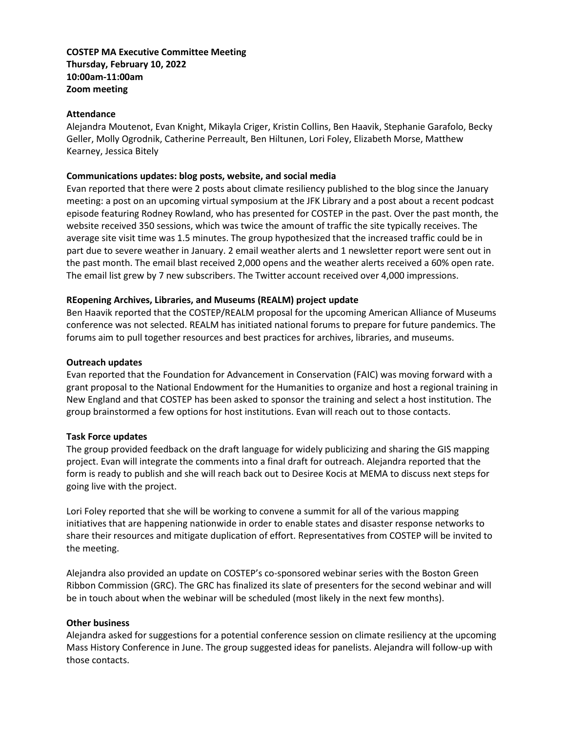**COSTEP MA Executive Committee Meeting**
**Thursday, February 10, 2022**
**10:00am-11:00am**
**Zoom meeting**

**Attendance**

Alejandra Moutenot, Evan Knight, Mikayla Criger, Kristin Collins, Ben Haavik, Stephanie Garafolo, Becky Geller, Molly Ogrodnik, Catherine Perreault, Ben Hiltunen, Lori Foley, Elizabeth Morse, Matthew Kearney, Jessica Bitely

**Communications updates: blog posts, website, and social media**

Evan reported that there were 2 posts about climate resiliency published to the blog since the January meeting: a post on an upcoming virtual symposium at the JFK Library and a post about a recent podcast episode featuring Rodney Rowland, who has presented for COSTEP in the past. Over the past month, the website received 350 sessions, which was twice the amount of traffic the site typically receives. The average site visit time was 1.5 minutes. The group hypothesized that the increased traffic could be in part due to severe weather in January. 2 email weather alerts and 1 newsletter report were sent out in the past month. The email blast received 2,000 opens and the weather alerts received a 60% open rate. The email list grew by 7 new subscribers. The Twitter account received over 4,000 impressions.

**REopening Archives, Libraries, and Museums (REALM) project update**

Ben Haavik reported that the COSTEP/REALM proposal for the upcoming American Alliance of Museums conference was not selected. REALM has initiated national forums to prepare for future pandemics. The forums aim to pull together resources and best practices for archives, libraries, and museums.

**Outreach updates**

Evan reported that the Foundation for Advancement in Conservation (FAIC) was moving forward with a grant proposal to the National Endowment for the Humanities to organize and host a regional training in New England and that COSTEP has been asked to sponsor the training and select a host institution. The group brainstormed a few options for host institutions. Evan will reach out to those contacts.

**Task Force updates**

The group provided feedback on the draft language for widely publicizing and sharing the GIS mapping project. Evan will integrate the comments into a final draft for outreach. Alejandra reported that the form is ready to publish and she will reach back out to Desiree Kocis at MEMA to discuss next steps for going live with the project.

Lori Foley reported that she will be working to convene a summit for all of the various mapping initiatives that are happening nationwide in order to enable states and disaster response networks to share their resources and mitigate duplication of effort. Representatives from COSTEP will be invited to the meeting.

Alejandra also provided an update on COSTEP's co-sponsored webinar series with the Boston Green Ribbon Commission (GRC). The GRC has finalized its slate of presenters for the second webinar and will be in touch about when the webinar will be scheduled (most likely in the next few months).

**Other business**

Alejandra asked for suggestions for a potential conference session on climate resiliency at the upcoming Mass History Conference in June. The group suggested ideas for panelists. Alejandra will follow-up with those contacts.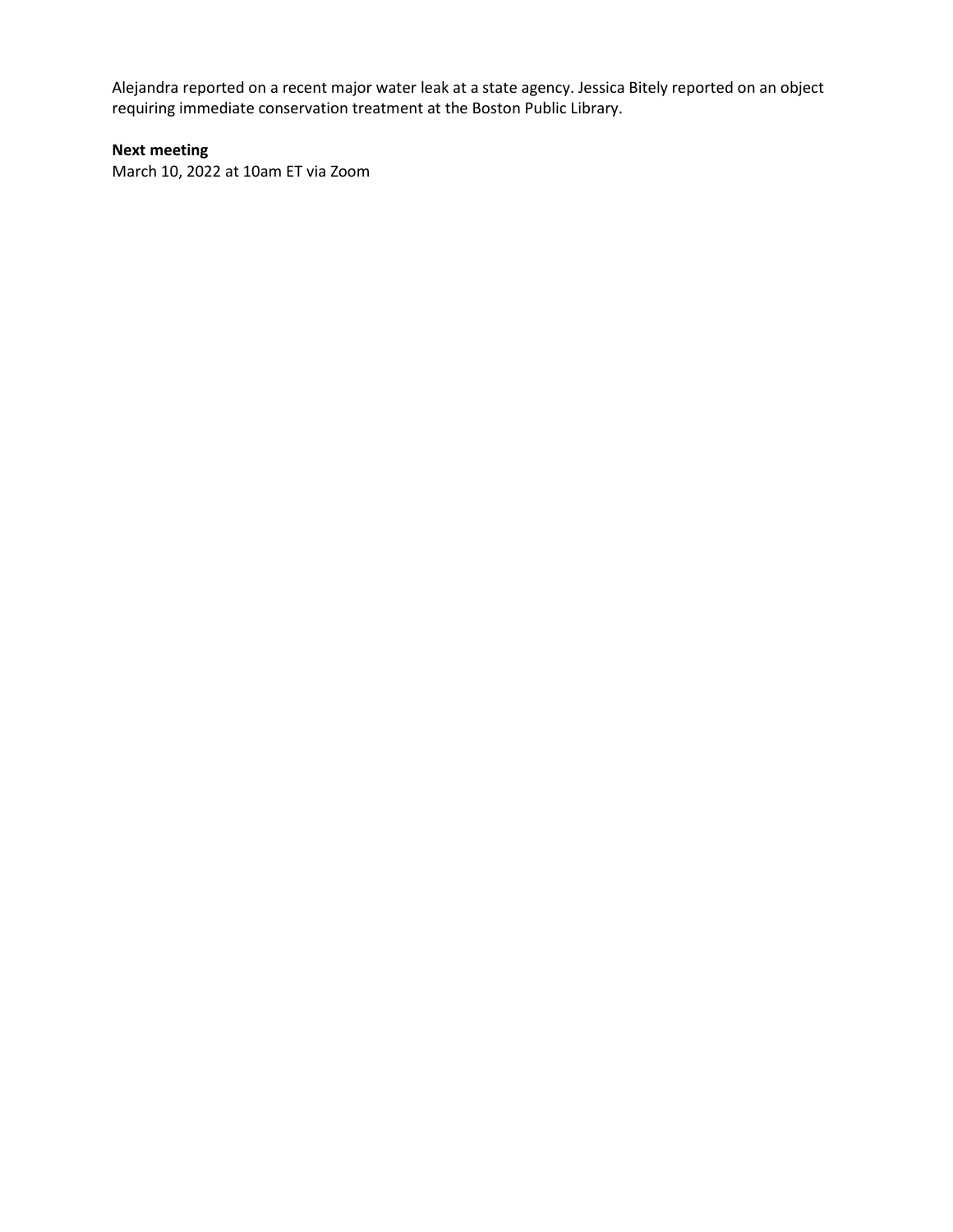Alejandra reported on a recent major water leak at a state agency. Jessica Bitely reported on an object requiring immediate conservation treatment at the Boston Public Library.

**Next meeting**

March 10, 2022 at 10am ET via Zoom